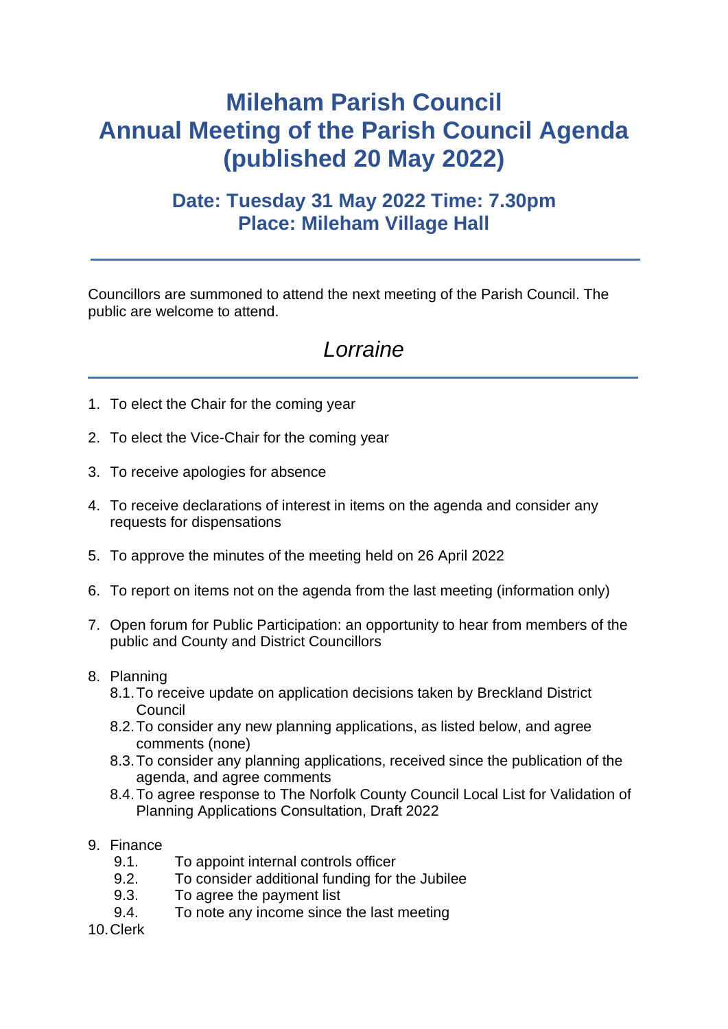# Mileham Parish Council
# Annual Meeting of the Parish Council Agenda (published 20 May 2022)

## Date: Tuesday 31 May 2022 Time: 7.30pm
## Place: Mileham Village Hall

---

Councillors are summoned to attend the next meeting of the Parish Council. The public are welcome to attend.

*Lorraine*

---

1. To elect the Chair for the coming year
2. To elect the Vice-Chair for the coming year
3. To receive apologies for absence
4. To receive declarations of interest in items on the agenda and consider any requests for dispensations
5. To approve the minutes of the meeting held on 26 April 2022
6. To report on items not on the agenda from the last meeting (information only)
7. Open forum for Public Participation: an opportunity to hear from members of the public and County and District Councillors
8. Planning
   - 8.1. To receive update on application decisions taken by Breckland District Council
   - 8.2. To consider any new planning applications, as listed below, and agree comments (none)
   - 8.3. To consider any planning applications, received since the publication of the agenda, and agree comments
   - 8.4. To agree response to The Norfolk County Council Local List for Validation of Planning Applications Consultation, Draft 2022
9. Finance
   - 9.1. To appoint internal controls officer
   - 9.2. To consider additional funding for the Jubilee
   - 9.3. To agree the payment list
   - 9.4. To note any income since the last meeting
10. Clerk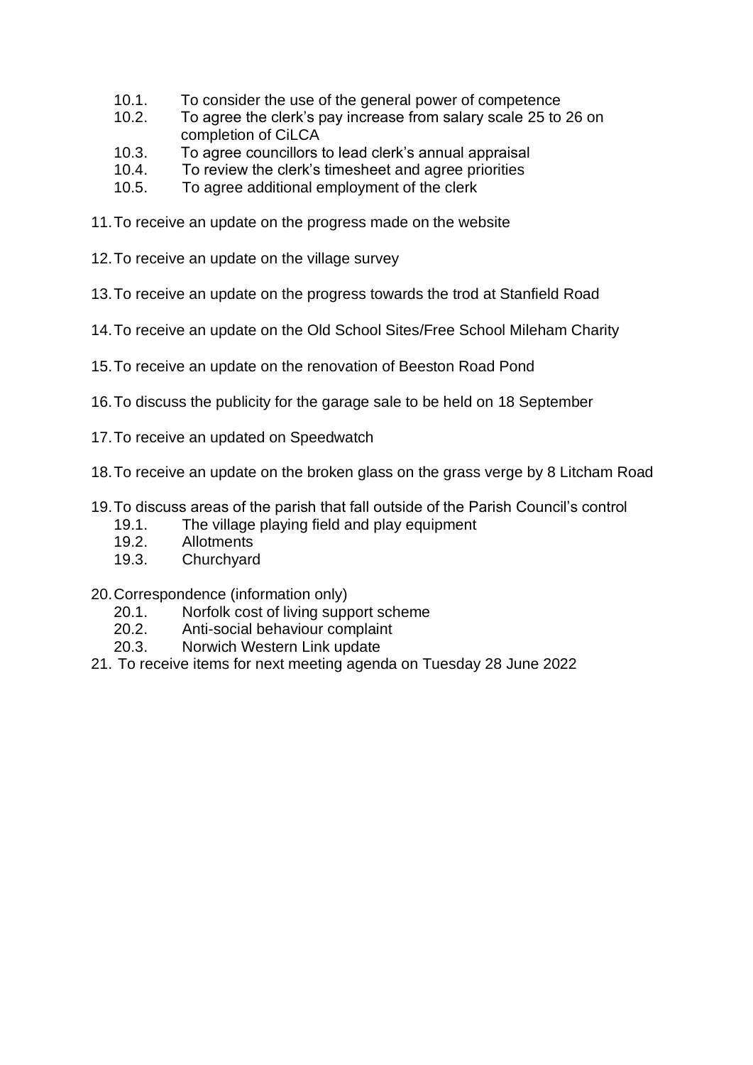10.1. To consider the use of the general power of competence
10.2. To agree the clerk's pay increase from salary scale 25 to 26 on completion of CiLCA
10.3. To agree councillors to lead clerk's annual appraisal
10.4. To review the clerk's timesheet and agree priorities
10.5. To agree additional employment of the clerk

11. To receive an update on the progress made on the website

12. To receive an update on the village survey

13. To receive an update on the progress towards the trod at Stanfield Road

14. To receive an update on the Old School Sites/Free School Mileham Charity

15. To receive an update on the renovation of Beeston Road Pond

16. To discuss the publicity for the garage sale to be held on 18 September

17. To receive an updated on Speedwatch

18. To receive an update on the broken glass on the grass verge by 8 Litcham Road

19. To discuss areas of the parish that fall outside of the Parish Council's control
    - 19.1. The village playing field and play equipment
    - 19.2. Allotments
    - 19.3. Churchyard

20. Correspondence (information only)
    - 20.1. Norfolk cost of living support scheme
    - 20.2. Anti-social behaviour complaint
    - 20.3. Norwich Western Link update

21. To receive items for next meeting agenda on Tuesday 28 June 2022